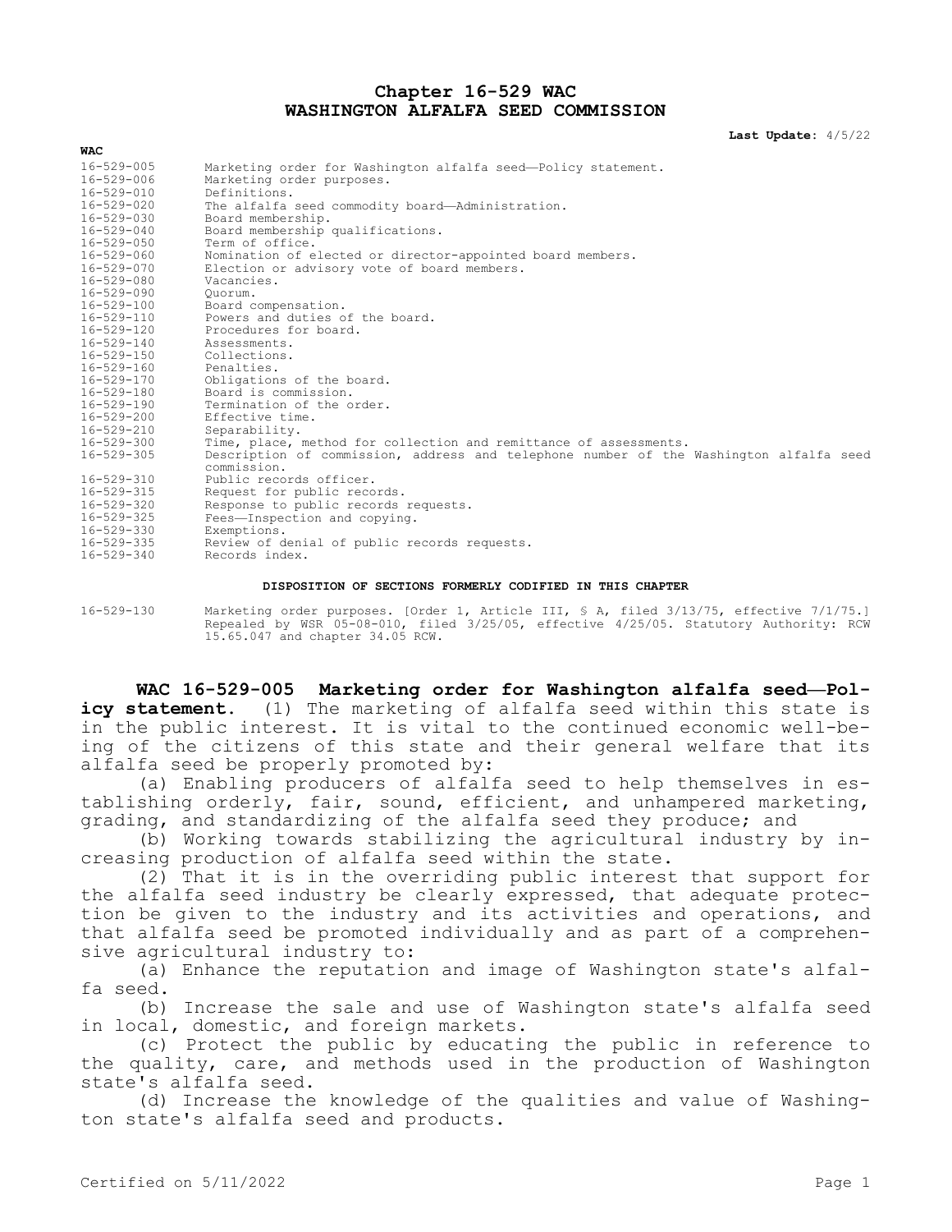# Chapter 16-529 WAC
# WASHINGTON ALFALFA SEED COMMISSION

**Last Update:** 4/5/22

| WAC | |
|---|---|
| 16-529-005 | Marketing order for Washington alfalfa seed—Policy statement. |
| 16-529-006 | Marketing order purposes. |
| 16-529-010 | Definitions. |
| 16-529-020 | The alfalfa seed commodity board—Administration. |
| 16-529-030 | Board membership. |
| 16-529-040 | Board membership qualifications. |
| 16-529-050 | Term of office. |
| 16-529-060 | Nomination of elected or director-appointed board members. |
| 16-529-070 | Election or advisory vote of board members. |
| 16-529-080 | Vacancies. |
| 16-529-090 | Quorum. |
| 16-529-100 | Board compensation. |
| 16-529-110 | Powers and duties of the board. |
| 16-529-120 | Procedures for board. |
| 16-529-140 | Assessments. |
| 16-529-150 | Collections. |
| 16-529-160 | Penalties. |
| 16-529-170 | Obligations of the board. |
| 16-529-180 | Board is commission. |
| 16-529-190 | Termination of the order. |
| 16-529-200 | Effective time. |
| 16-529-210 | Separability. |
| 16-529-300 | Time, place, method for collection and remittance of assessments. |
| 16-529-305 | Description of commission, address and telephone number of the Washington alfalfa seed commission. |
| 16-529-310 | Public records officer. |
| 16-529-315 | Request for public records. |
| 16-529-320 | Response to public records requests. |
| 16-529-325 | Fees—Inspection and copying. |
| 16-529-330 | Exemptions. |
| 16-529-335 | Review of denial of public records requests. |
| 16-529-340 | Records index. |

**DISPOSITION OF SECTIONS FORMERLY CODIFIED IN THIS CHAPTER**

16-529-130 Marketing order purposes. [Order 1, Article III, § A, filed 3/13/75, effective 7/1/75.] Repealed by WSR 05-08-010, filed 3/25/05, effective 4/25/05. Statutory Authority: RCW 15.65.047 and chapter 34.05 RCW.

**WAC 16-529-005 Marketing order for Washington alfalfa seed—Policy statement.** (1) The marketing of alfalfa seed within this state is in the public interest. It is vital to the continued economic well-being of the citizens of this state and their general welfare that its alfalfa seed be properly promoted by:

(a) Enabling producers of alfalfa seed to help themselves in establishing orderly, fair, sound, efficient, and unhampered marketing, grading, and standardizing of the alfalfa seed they produce; and

(b) Working towards stabilizing the agricultural industry by increasing production of alfalfa seed within the state.

(2) That it is in the overriding public interest that support for the alfalfa seed industry be clearly expressed, that adequate protection be given to the industry and its activities and operations, and that alfalfa seed be promoted individually and as part of a comprehensive agricultural industry to:

(a) Enhance the reputation and image of Washington state's alfalfa seed.

(b) Increase the sale and use of Washington state's alfalfa seed in local, domestic, and foreign markets.

(c) Protect the public by educating the public in reference to the quality, care, and methods used in the production of Washington state's alfalfa seed.

(d) Increase the knowledge of the qualities and value of Washington state's alfalfa seed and products.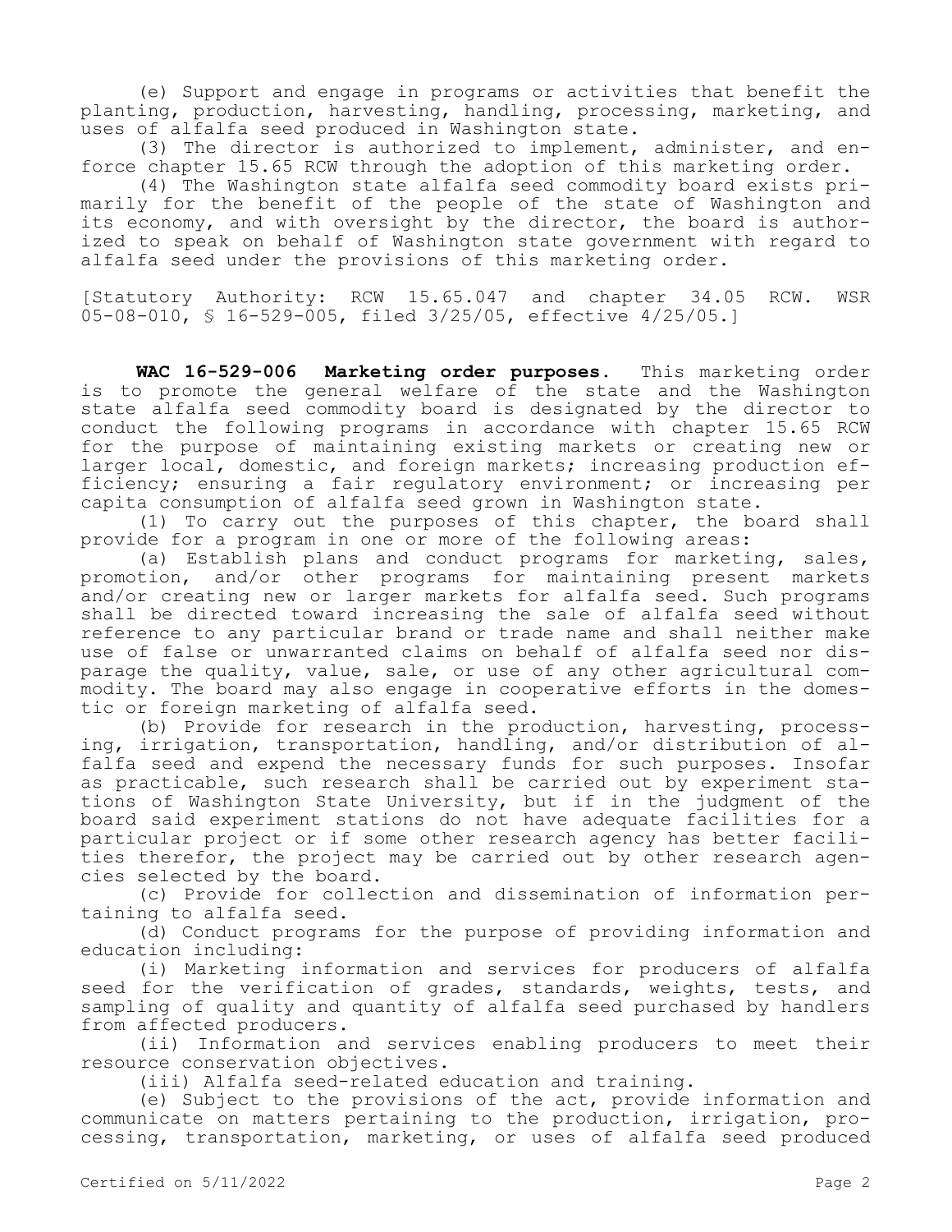(e) Support and engage in programs or activities that benefit the planting, production, harvesting, handling, processing, marketing, and uses of alfalfa seed produced in Washington state.

(3) The director is authorized to implement, administer, and enforce chapter 15.65 RCW through the adoption of this marketing order.

(4) The Washington state alfalfa seed commodity board exists primarily for the benefit of the people of the state of Washington and its economy, and with oversight by the director, the board is authorized to speak on behalf of Washington state government with regard to alfalfa seed under the provisions of this marketing order.

[Statutory Authority: RCW 15.65.047 and chapter 34.05 RCW. WSR 05-08-010, § 16-529-005, filed 3/25/05, effective 4/25/05.]

**WAC 16-529-006 Marketing order purposes.** This marketing order is to promote the general welfare of the state and the Washington state alfalfa seed commodity board is designated by the director to conduct the following programs in accordance with chapter 15.65 RCW for the purpose of maintaining existing markets or creating new or larger local, domestic, and foreign markets; increasing production efficiency; ensuring a fair regulatory environment; or increasing per capita consumption of alfalfa seed grown in Washington state.

(1) To carry out the purposes of this chapter, the board shall provide for a program in one or more of the following areas:

(a) Establish plans and conduct programs for marketing, sales, promotion, and/or other programs for maintaining present markets and/or creating new or larger markets for alfalfa seed. Such programs shall be directed toward increasing the sale of alfalfa seed without reference to any particular brand or trade name and shall neither make use of false or unwarranted claims on behalf of alfalfa seed nor disparage the quality, value, sale, or use of any other agricultural commodity. The board may also engage in cooperative efforts in the domestic or foreign marketing of alfalfa seed.

(b) Provide for research in the production, harvesting, processing, irrigation, transportation, handling, and/or distribution of alfalfa seed and expend the necessary funds for such purposes. Insofar as practicable, such research shall be carried out by experiment stations of Washington State University, but if in the judgment of the board said experiment stations do not have adequate facilities for a particular project or if some other research agency has better facilities therefor, the project may be carried out by other research agencies selected by the board.

(c) Provide for collection and dissemination of information pertaining to alfalfa seed.

(d) Conduct programs for the purpose of providing information and education including:

(i) Marketing information and services for producers of alfalfa seed for the verification of grades, standards, weights, tests, and sampling of quality and quantity of alfalfa seed purchased by handlers from affected producers.

(ii) Information and services enabling producers to meet their resource conservation objectives.

(iii) Alfalfa seed-related education and training.

(e) Subject to the provisions of the act, provide information and communicate on matters pertaining to the production, irrigation, processing, transportation, marketing, or uses of alfalfa seed produced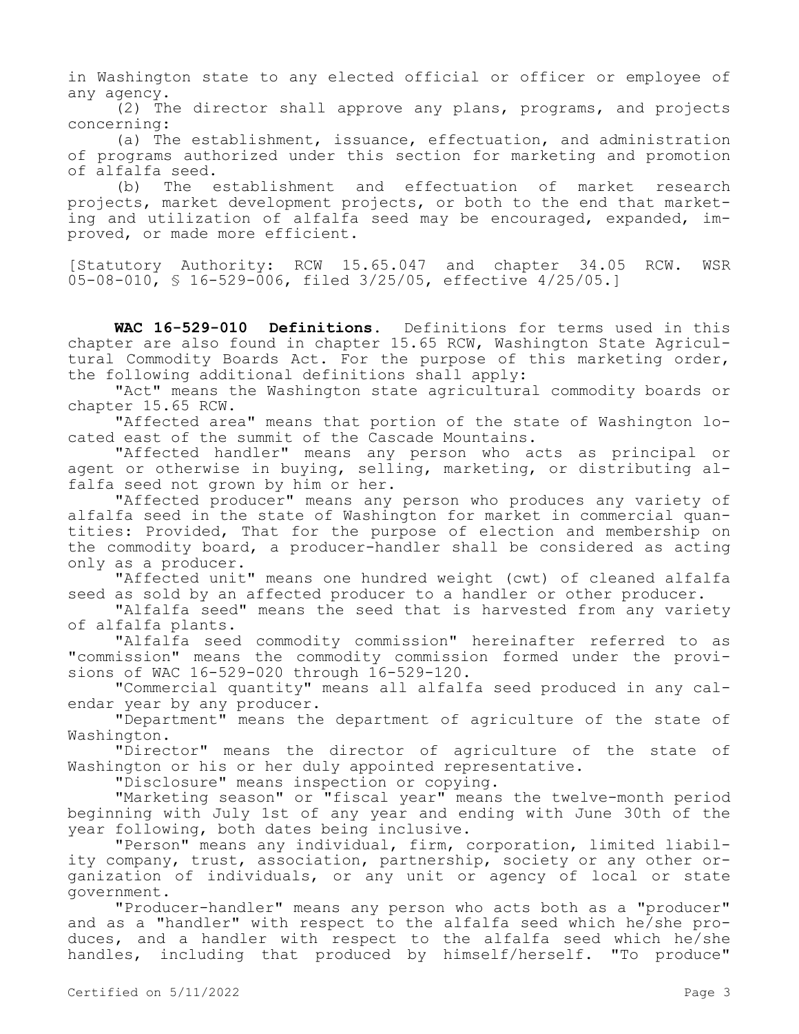in Washington state to any elected official or officer or employee of any agency.

(2) The director shall approve any plans, programs, and projects concerning:

(a) The establishment, issuance, effectuation, and administration of programs authorized under this section for marketing and promotion of alfalfa seed.

(b) The establishment and effectuation of market research projects, market development projects, or both to the end that marketing and utilization of alfalfa seed may be encouraged, expanded, improved, or made more efficient.

[Statutory Authority: RCW 15.65.047 and chapter 34.05 RCW. WSR 05-08-010, § 16-529-006, filed 3/25/05, effective 4/25/05.]

**WAC 16-529-010 Definitions.** Definitions for terms used in this chapter are also found in chapter 15.65 RCW, Washington State Agricultural Commodity Boards Act. For the purpose of this marketing order, the following additional definitions shall apply:

"Act" means the Washington state agricultural commodity boards or chapter 15.65 RCW.

"Affected area" means that portion of the state of Washington located east of the summit of the Cascade Mountains.

"Affected handler" means any person who acts as principal or agent or otherwise in buying, selling, marketing, or distributing alfalfa seed not grown by him or her.

"Affected producer" means any person who produces any variety of alfalfa seed in the state of Washington for market in commercial quantities: Provided, That for the purpose of election and membership on the commodity board, a producer-handler shall be considered as acting only as a producer.

"Affected unit" means one hundred weight (cwt) of cleaned alfalfa seed as sold by an affected producer to a handler or other producer.

"Alfalfa seed" means the seed that is harvested from any variety of alfalfa plants.

"Alfalfa seed commodity commission" hereinafter referred to as "commission" means the commodity commission formed under the provisions of WAC 16-529-020 through 16-529-120.

"Commercial quantity" means all alfalfa seed produced in any calendar year by any producer.

"Department" means the department of agriculture of the state of Washington.

"Director" means the director of agriculture of the state of Washington or his or her duly appointed representative.

"Disclosure" means inspection or copying.

"Marketing season" or "fiscal year" means the twelve-month period beginning with July 1st of any year and ending with June 30th of the year following, both dates being inclusive.

"Person" means any individual, firm, corporation, limited liability company, trust, association, partnership, society or any other organization of individuals, or any unit or agency of local or state government.

"Producer-handler" means any person who acts both as a "producer" and as a "handler" with respect to the alfalfa seed which he/she produces, and a handler with respect to the alfalfa seed which he/she handles, including that produced by himself/herself. "To produce"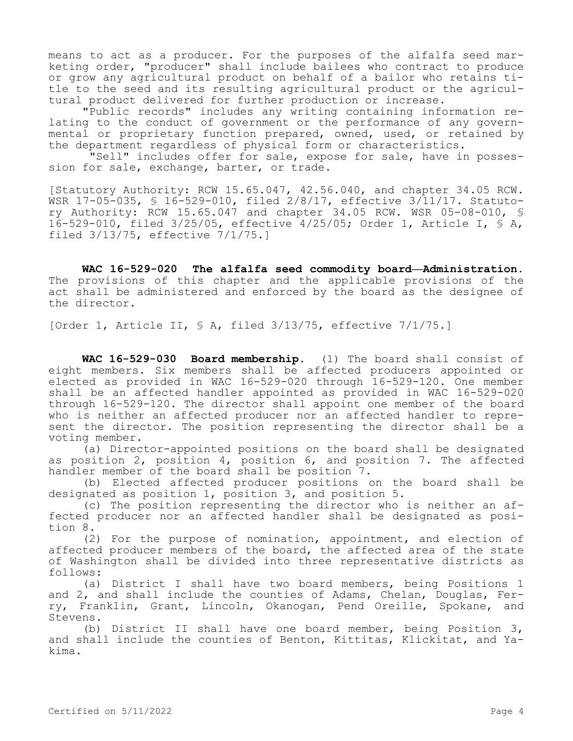means to act as a producer. For the purposes of the alfalfa seed marketing order, "producer" shall include bailees who contract to produce or grow any agricultural product on behalf of a bailor who retains title to the seed and its resulting agricultural product or the agricultural product delivered for further production or increase.

"Public records" includes any writing containing information relating to the conduct of government or the performance of any governmental or proprietary function prepared, owned, used, or retained by the department regardless of physical form or characteristics.

"Sell" includes offer for sale, expose for sale, have in possession for sale, exchange, barter, or trade.

[Statutory Authority: RCW 15.65.047, 42.56.040, and chapter 34.05 RCW. WSR 17-05-035, § 16-529-010, filed 2/8/17, effective 3/11/17. Statutory Authority: RCW 15.65.047 and chapter 34.05 RCW. WSR 05-08-010, § 16-529-010, filed 3/25/05, effective 4/25/05; Order 1, Article I, § A, filed 3/13/75, effective 7/1/75.]

**WAC 16-529-020 The alfalfa seed commodity board—Administration.** The provisions of this chapter and the applicable provisions of the act shall be administered and enforced by the board as the designee of the director.

[Order 1, Article II, § A, filed 3/13/75, effective 7/1/75.]

**WAC 16-529-030 Board membership.** (1) The board shall consist of eight members. Six members shall be affected producers appointed or elected as provided in WAC 16-529-020 through 16-529-120. One member shall be an affected handler appointed as provided in WAC 16-529-020 through 16-529-120. The director shall appoint one member of the board who is neither an affected producer nor an affected handler to represent the director. The position representing the director shall be a voting member.

(a) Director-appointed positions on the board shall be designated as position 2, position 4, position 6, and position 7. The affected handler member of the board shall be position 7.

(b) Elected affected producer positions on the board shall be designated as position 1, position 3, and position 5.

(c) The position representing the director who is neither an affected producer nor an affected handler shall be designated as position 8.

(2) For the purpose of nomination, appointment, and election of affected producer members of the board, the affected area of the state of Washington shall be divided into three representative districts as follows:

(a) District I shall have two board members, being Positions 1 and 2, and shall include the counties of Adams, Chelan, Douglas, Ferry, Franklin, Grant, Lincoln, Okanogan, Pend Oreille, Spokane, and Stevens.

(b) District II shall have one board member, being Position 3, and shall include the counties of Benton, Kittitas, Klickitat, and Yakima.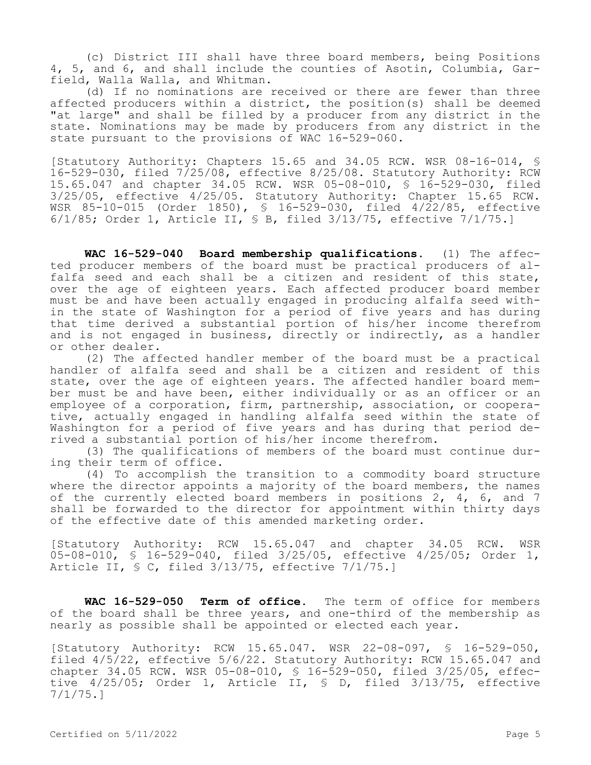(c) District III shall have three board members, being Positions 4, 5, and 6, and shall include the counties of Asotin, Columbia, Garfield, Walla Walla, and Whitman.

(d) If no nominations are received or there are fewer than three affected producers within a district, the position(s) shall be deemed "at large" and shall be filled by a producer from any district in the state. Nominations may be made by producers from any district in the state pursuant to the provisions of WAC 16-529-060.

[Statutory Authority: Chapters 15.65 and 34.05 RCW. WSR 08-16-014, § 16-529-030, filed 7/25/08, effective 8/25/08. Statutory Authority: RCW 15.65.047 and chapter 34.05 RCW. WSR 05-08-010, § 16-529-030, filed 3/25/05, effective 4/25/05. Statutory Authority: Chapter 15.65 RCW. WSR 85-10-015 (Order 1850), § 16-529-030, filed 4/22/85, effective 6/1/85; Order 1, Article II, § B, filed 3/13/75, effective 7/1/75.]

**WAC 16-529-040 Board membership qualifications.** (1) The affected producer members of the board must be practical producers of alfalfa seed and each shall be a citizen and resident of this state, over the age of eighteen years. Each affected producer board member must be and have been actually engaged in producing alfalfa seed within the state of Washington for a period of five years and has during that time derived a substantial portion of his/her income therefrom and is not engaged in business, directly or indirectly, as a handler or other dealer.

(2) The affected handler member of the board must be a practical handler of alfalfa seed and shall be a citizen and resident of this state, over the age of eighteen years. The affected handler board member must be and have been, either individually or as an officer or an employee of a corporation, firm, partnership, association, or cooperative, actually engaged in handling alfalfa seed within the state of Washington for a period of five years and has during that period derived a substantial portion of his/her income therefrom.

(3) The qualifications of members of the board must continue during their term of office.

(4) To accomplish the transition to a commodity board structure where the director appoints a majority of the board members, the names of the currently elected board members in positions 2, 4, 6, and 7 shall be forwarded to the director for appointment within thirty days of the effective date of this amended marketing order.

[Statutory Authority: RCW 15.65.047 and chapter 34.05 RCW. WSR 05-08-010, § 16-529-040, filed 3/25/05, effective 4/25/05; Order 1, Article II, § C, filed 3/13/75, effective 7/1/75.]

**WAC 16-529-050 Term of office.** The term of office for members of the board shall be three years, and one-third of the membership as nearly as possible shall be appointed or elected each year.

[Statutory Authority: RCW 15.65.047. WSR 22-08-097, § 16-529-050, filed 4/5/22, effective 5/6/22. Statutory Authority: RCW 15.65.047 and chapter 34.05 RCW. WSR 05-08-010, § 16-529-050, filed 3/25/05, effective 4/25/05; Order 1, Article II, § D, filed 3/13/75, effective 7/1/75.]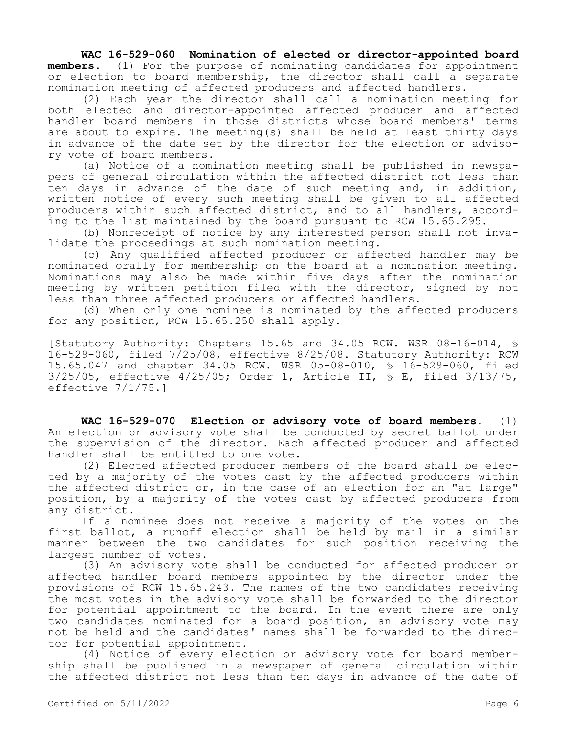**WAC 16-529-060 Nomination of elected or director-appointed board members.** (1) For the purpose of nominating candidates for appointment or election to board membership, the director shall call a separate nomination meeting of affected producers and affected handlers.

(2) Each year the director shall call a nomination meeting for both elected and director-appointed affected producer and affected handler board members in those districts whose board members' terms are about to expire. The meeting(s) shall be held at least thirty days in advance of the date set by the director for the election or advisory vote of board members.

(a) Notice of a nomination meeting shall be published in newspapers of general circulation within the affected district not less than ten days in advance of the date of such meeting and, in addition, written notice of every such meeting shall be given to all affected producers within such affected district, and to all handlers, according to the list maintained by the board pursuant to RCW 15.65.295.

(b) Nonreceipt of notice by any interested person shall not invalidate the proceedings at such nomination meeting.

(c) Any qualified affected producer or affected handler may be nominated orally for membership on the board at a nomination meeting. Nominations may also be made within five days after the nomination meeting by written petition filed with the director, signed by not less than three affected producers or affected handlers.

(d) When only one nominee is nominated by the affected producers for any position, RCW 15.65.250 shall apply.

[Statutory Authority: Chapters 15.65 and 34.05 RCW. WSR 08-16-014, § 16-529-060, filed 7/25/08, effective 8/25/08. Statutory Authority: RCW 15.65.047 and chapter 34.05 RCW. WSR 05-08-010, § 16-529-060, filed 3/25/05, effective 4/25/05; Order 1, Article II, § E, filed 3/13/75, effective 7/1/75.]

**WAC 16-529-070 Election or advisory vote of board members.** (1) An election or advisory vote shall be conducted by secret ballot under the supervision of the director. Each affected producer and affected handler shall be entitled to one vote.

(2) Elected affected producer members of the board shall be elected by a majority of the votes cast by the affected producers within the affected district or, in the case of an election for an "at large" position, by a majority of the votes cast by affected producers from any district.

If a nominee does not receive a majority of the votes on the first ballot, a runoff election shall be held by mail in a similar manner between the two candidates for such position receiving the largest number of votes.

(3) An advisory vote shall be conducted for affected producer or affected handler board members appointed by the director under the provisions of RCW 15.65.243. The names of the two candidates receiving the most votes in the advisory vote shall be forwarded to the director for potential appointment to the board. In the event there are only two candidates nominated for a board position, an advisory vote may not be held and the candidates' names shall be forwarded to the director for potential appointment.

(4) Notice of every election or advisory vote for board membership shall be published in a newspaper of general circulation within the affected district not less than ten days in advance of the date of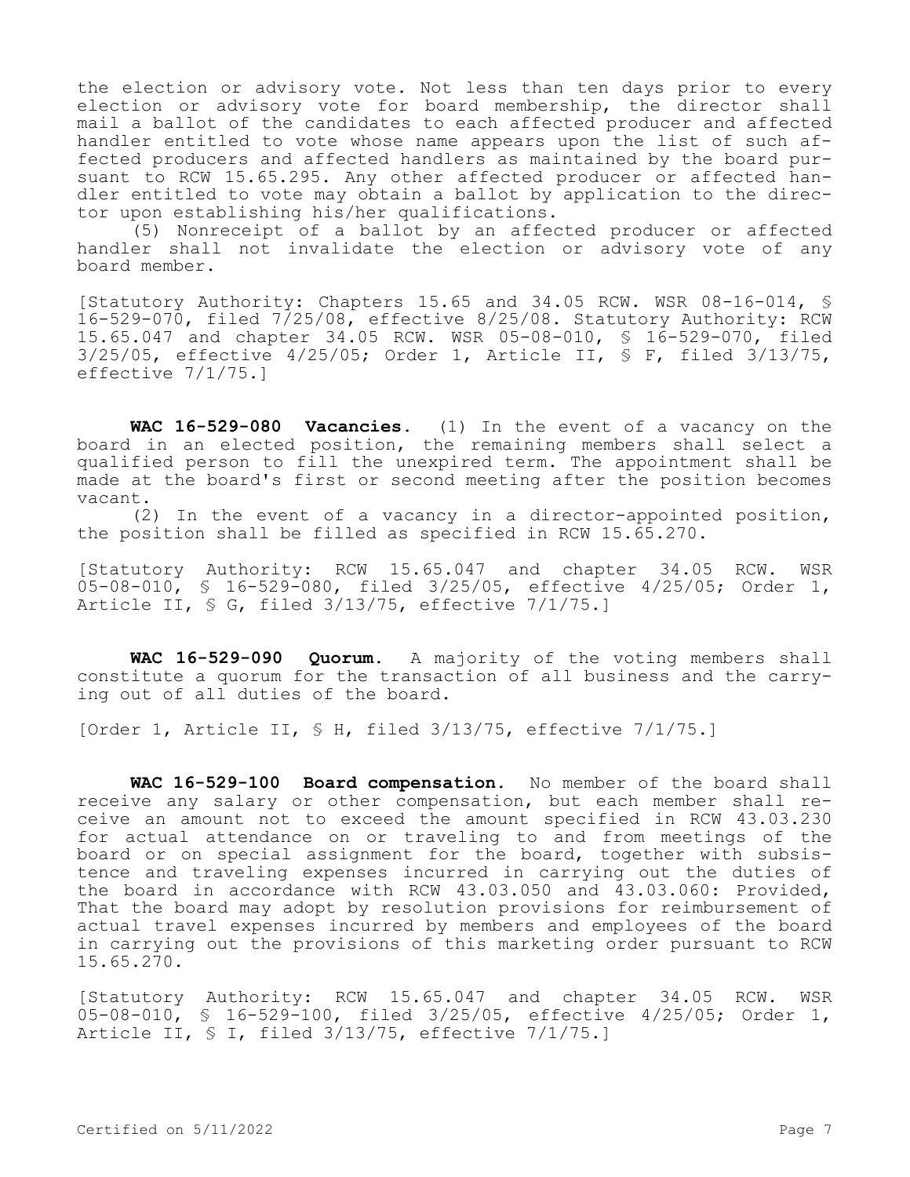the election or advisory vote. Not less than ten days prior to every election or advisory vote for board membership, the director shall mail a ballot of the candidates to each affected producer and affected handler entitled to vote whose name appears upon the list of such affected producers and affected handlers as maintained by the board pursuant to RCW 15.65.295. Any other affected producer or affected handler entitled to vote may obtain a ballot by application to the director upon establishing his/her qualifications.

(5) Nonreceipt of a ballot by an affected producer or affected handler shall not invalidate the election or advisory vote of any board member.

[Statutory Authority: Chapters 15.65 and 34.05 RCW. WSR 08-16-014, § 16-529-070, filed 7/25/08, effective 8/25/08. Statutory Authority: RCW 15.65.047 and chapter 34.05 RCW. WSR 05-08-010, § 16-529-070, filed 3/25/05, effective 4/25/05; Order 1, Article II, § F, filed 3/13/75, effective 7/1/75.]

**WAC 16-529-080 Vacancies.** (1) In the event of a vacancy on the board in an elected position, the remaining members shall select a qualified person to fill the unexpired term. The appointment shall be made at the board's first or second meeting after the position becomes vacant.

(2) In the event of a vacancy in a director-appointed position, the position shall be filled as specified in RCW 15.65.270.

[Statutory Authority: RCW 15.65.047 and chapter 34.05 RCW. WSR 05-08-010, § 16-529-080, filed 3/25/05, effective 4/25/05; Order 1, Article II, § G, filed 3/13/75, effective 7/1/75.]

**WAC 16-529-090 Quorum.** A majority of the voting members shall constitute a quorum for the transaction of all business and the carrying out of all duties of the board.

[Order 1, Article II, § H, filed 3/13/75, effective 7/1/75.]

**WAC 16-529-100 Board compensation.** No member of the board shall receive any salary or other compensation, but each member shall receive an amount not to exceed the amount specified in RCW 43.03.230 for actual attendance on or traveling to and from meetings of the board or on special assignment for the board, together with subsistence and traveling expenses incurred in carrying out the duties of the board in accordance with RCW 43.03.050 and 43.03.060: Provided, That the board may adopt by resolution provisions for reimbursement of actual travel expenses incurred by members and employees of the board in carrying out the provisions of this marketing order pursuant to RCW 15.65.270.

[Statutory Authority: RCW 15.65.047 and chapter 34.05 RCW. WSR 05-08-010, § 16-529-100, filed 3/25/05, effective 4/25/05; Order 1, Article II, § I, filed 3/13/75, effective 7/1/75.]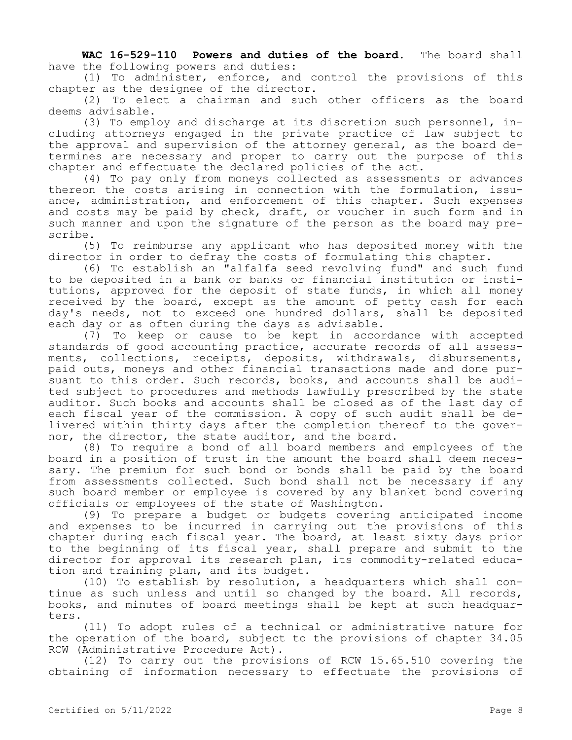**WAC 16-529-110 Powers and duties of the board.** The board shall have the following powers and duties:

(1) To administer, enforce, and control the provisions of this chapter as the designee of the director.

(2) To elect a chairman and such other officers as the board deems advisable.

(3) To employ and discharge at its discretion such personnel, including attorneys engaged in the private practice of law subject to the approval and supervision of the attorney general, as the board determines are necessary and proper to carry out the purpose of this chapter and effectuate the declared policies of the act.

(4) To pay only from moneys collected as assessments or advances thereon the costs arising in connection with the formulation, issuance, administration, and enforcement of this chapter. Such expenses and costs may be paid by check, draft, or voucher in such form and in such manner and upon the signature of the person as the board may prescribe.

(5) To reimburse any applicant who has deposited money with the director in order to defray the costs of formulating this chapter.

(6) To establish an "alfalfa seed revolving fund" and such fund to be deposited in a bank or banks or financial institution or institutions, approved for the deposit of state funds, in which all money received by the board, except as the amount of petty cash for each day's needs, not to exceed one hundred dollars, shall be deposited each day or as often during the days as advisable.

(7) To keep or cause to be kept in accordance with accepted standards of good accounting practice, accurate records of all assessments, collections, receipts, deposits, withdrawals, disbursements, paid outs, moneys and other financial transactions made and done pursuant to this order. Such records, books, and accounts shall be audited subject to procedures and methods lawfully prescribed by the state auditor. Such books and accounts shall be closed as of the last day of each fiscal year of the commission. A copy of such audit shall be delivered within thirty days after the completion thereof to the governor, the director, the state auditor, and the board.

(8) To require a bond of all board members and employees of the board in a position of trust in the amount the board shall deem necessary. The premium for such bond or bonds shall be paid by the board from assessments collected. Such bond shall not be necessary if any such board member or employee is covered by any blanket bond covering officials or employees of the state of Washington.

(9) To prepare a budget or budgets covering anticipated income and expenses to be incurred in carrying out the provisions of this chapter during each fiscal year. The board, at least sixty days prior to the beginning of its fiscal year, shall prepare and submit to the director for approval its research plan, its commodity-related education and training plan, and its budget.

(10) To establish by resolution, a headquarters which shall continue as such unless and until so changed by the board. All records, books, and minutes of board meetings shall be kept at such headquarters.

(11) To adopt rules of a technical or administrative nature for the operation of the board, subject to the provisions of chapter 34.05 RCW (Administrative Procedure Act).

(12) To carry out the provisions of RCW 15.65.510 covering the obtaining of information necessary to effectuate the provisions of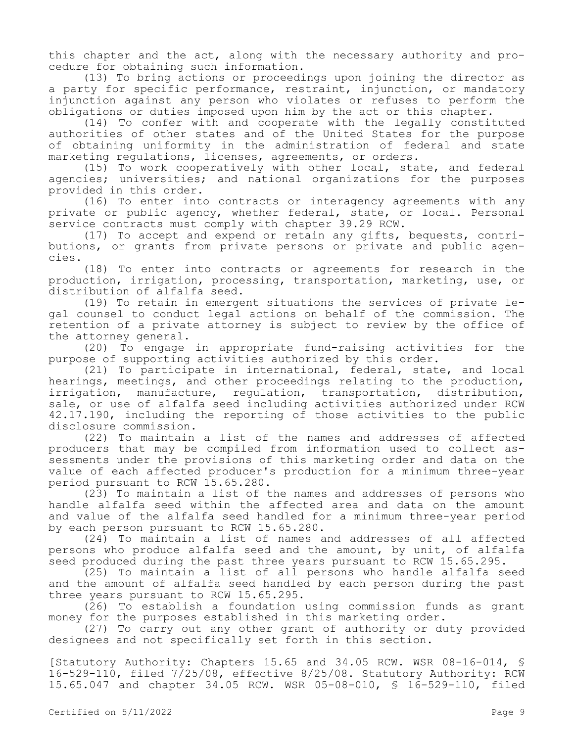this chapter and the act, along with the necessary authority and procedure for obtaining such information.

(13) To bring actions or proceedings upon joining the director as a party for specific performance, restraint, injunction, or mandatory injunction against any person who violates or refuses to perform the obligations or duties imposed upon him by the act or this chapter.

(14) To confer with and cooperate with the legally constituted authorities of other states and of the United States for the purpose of obtaining uniformity in the administration of federal and state marketing regulations, licenses, agreements, or orders.

(15) To work cooperatively with other local, state, and federal agencies; universities; and national organizations for the purposes provided in this order.

(16) To enter into contracts or interagency agreements with any private or public agency, whether federal, state, or local. Personal service contracts must comply with chapter 39.29 RCW.

(17) To accept and expend or retain any gifts, bequests, contributions, or grants from private persons or private and public agencies.

(18) To enter into contracts or agreements for research in the production, irrigation, processing, transportation, marketing, use, or distribution of alfalfa seed.

(19) To retain in emergent situations the services of private legal counsel to conduct legal actions on behalf of the commission. The retention of a private attorney is subject to review by the office of the attorney general.

(20) To engage in appropriate fund-raising activities for the purpose of supporting activities authorized by this order.

(21) To participate in international, federal, state, and local hearings, meetings, and other proceedings relating to the production, irrigation, manufacture, regulation, transportation, distribution, sale, or use of alfalfa seed including activities authorized under RCW 42.17.190, including the reporting of those activities to the public disclosure commission.

(22) To maintain a list of the names and addresses of affected producers that may be compiled from information used to collect assessments under the provisions of this marketing order and data on the value of each affected producer's production for a minimum three-year period pursuant to RCW 15.65.280.

(23) To maintain a list of the names and addresses of persons who handle alfalfa seed within the affected area and data on the amount and value of the alfalfa seed handled for a minimum three-year period by each person pursuant to RCW 15.65.280.

(24) To maintain a list of names and addresses of all affected persons who produce alfalfa seed and the amount, by unit, of alfalfa seed produced during the past three years pursuant to RCW 15.65.295.

(25) To maintain a list of all persons who handle alfalfa seed and the amount of alfalfa seed handled by each person during the past three years pursuant to RCW 15.65.295.

(26) To establish a foundation using commission funds as grant money for the purposes established in this marketing order.

(27) To carry out any other grant of authority or duty provided designees and not specifically set forth in this section.

[Statutory Authority: Chapters 15.65 and 34.05 RCW. WSR 08-16-014, § 16-529-110, filed 7/25/08, effective 8/25/08. Statutory Authority: RCW 15.65.047 and chapter 34.05 RCW. WSR 05-08-010, § 16-529-110, filed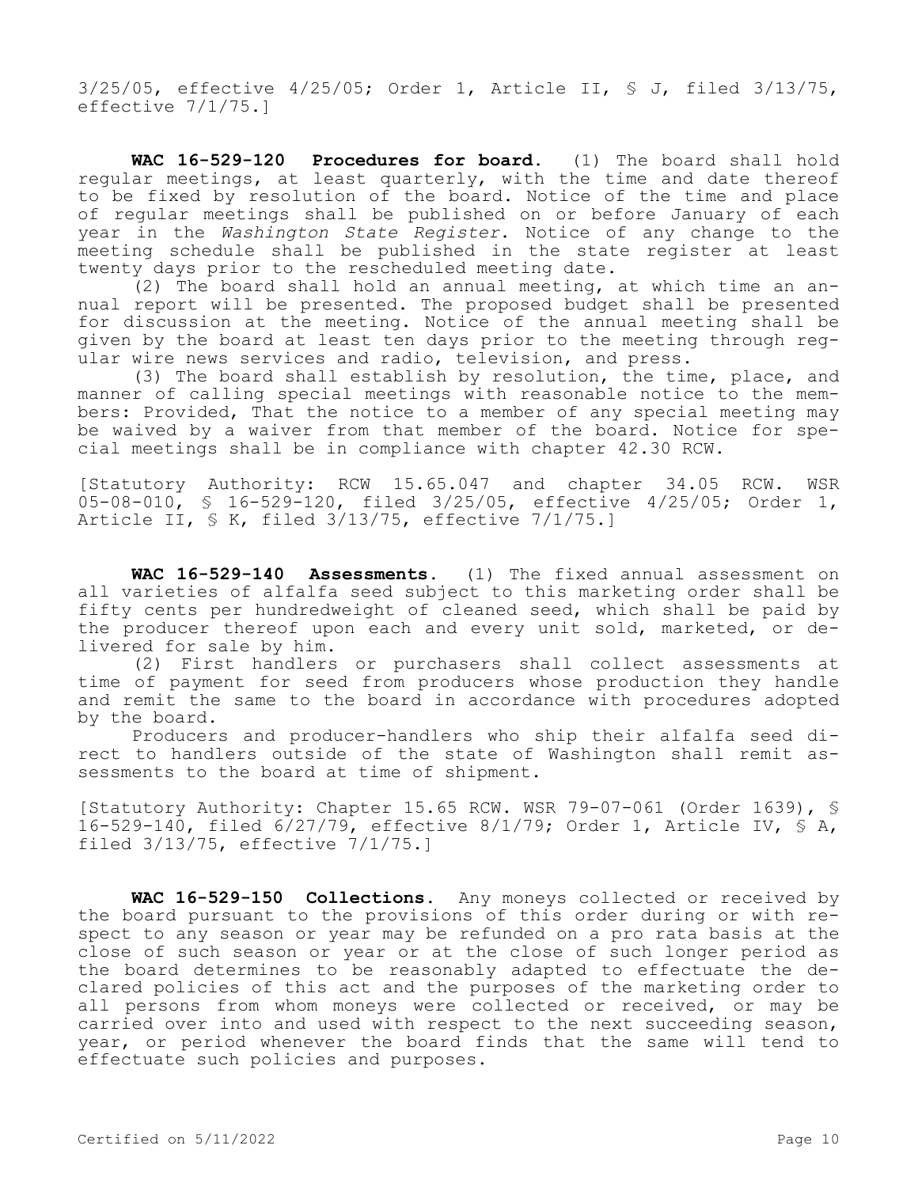3/25/05, effective 4/25/05; Order 1, Article II, § J, filed 3/13/75, effective 7/1/75.]

**WAC 16-529-120 Procedures for board.** (1) The board shall hold regular meetings, at least quarterly, with the time and date thereof to be fixed by resolution of the board. Notice of the time and place of regular meetings shall be published on or before January of each year in the *Washington State Register*. Notice of any change to the meeting schedule shall be published in the state register at least twenty days prior to the rescheduled meeting date.

(2) The board shall hold an annual meeting, at which time an annual report will be presented. The proposed budget shall be presented for discussion at the meeting. Notice of the annual meeting shall be given by the board at least ten days prior to the meeting through regular wire news services and radio, television, and press.

(3) The board shall establish by resolution, the time, place, and manner of calling special meetings with reasonable notice to the members: Provided, That the notice to a member of any special meeting may be waived by a waiver from that member of the board. Notice for special meetings shall be in compliance with chapter 42.30 RCW.

[Statutory Authority: RCW 15.65.047 and chapter 34.05 RCW. WSR 05-08-010, § 16-529-120, filed 3/25/05, effective 4/25/05; Order 1, Article II, § K, filed 3/13/75, effective 7/1/75.]

**WAC 16-529-140 Assessments.** (1) The fixed annual assessment on all varieties of alfalfa seed subject to this marketing order shall be fifty cents per hundredweight of cleaned seed, which shall be paid by the producer thereof upon each and every unit sold, marketed, or delivered for sale by him.

(2) First handlers or purchasers shall collect assessments at time of payment for seed from producers whose production they handle and remit the same to the board in accordance with procedures adopted by the board.

Producers and producer-handlers who ship their alfalfa seed direct to handlers outside of the state of Washington shall remit assessments to the board at time of shipment.

[Statutory Authority: Chapter 15.65 RCW. WSR 79-07-061 (Order 1639), § 16-529-140, filed 6/27/79, effective 8/1/79; Order 1, Article IV, § A, filed 3/13/75, effective 7/1/75.]

**WAC 16-529-150 Collections.** Any moneys collected or received by the board pursuant to the provisions of this order during or with respect to any season or year may be refunded on a pro rata basis at the close of such season or year or at the close of such longer period as the board determines to be reasonably adapted to effectuate the declared policies of this act and the purposes of the marketing order to all persons from whom moneys were collected or received, or may be carried over into and used with respect to the next succeeding season, year, or period whenever the board finds that the same will tend to effectuate such policies and purposes.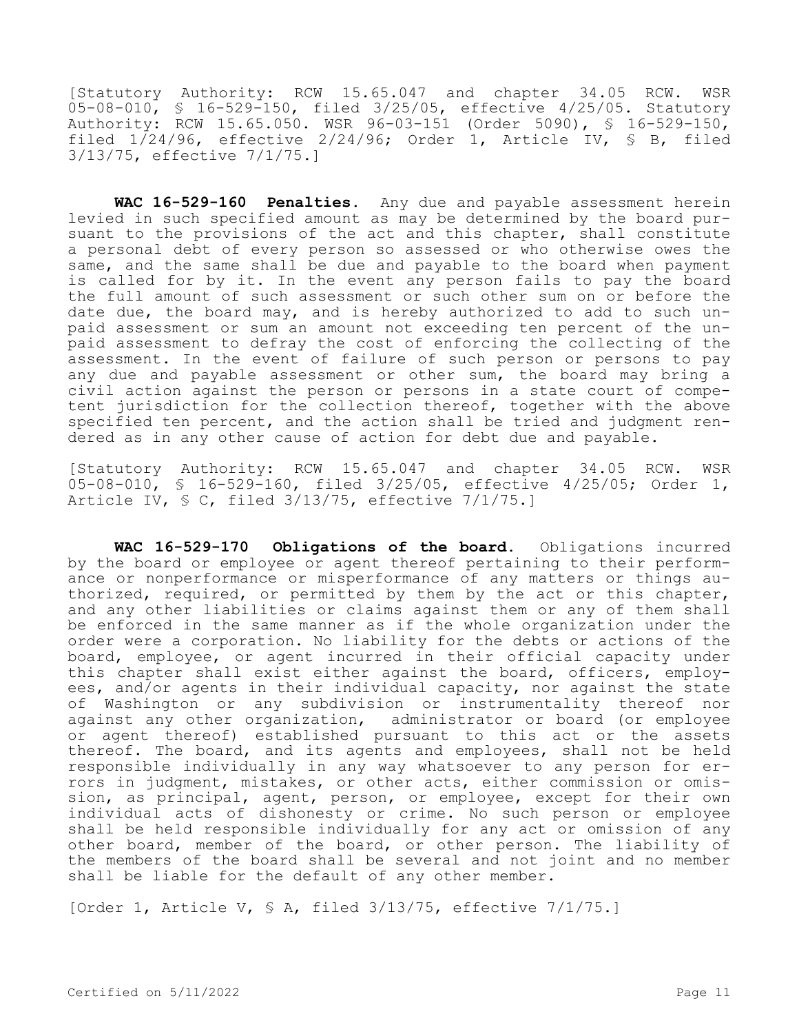[Statutory Authority: RCW 15.65.047 and chapter 34.05 RCW. WSR 05-08-010, § 16-529-150, filed 3/25/05, effective 4/25/05. Statutory Authority: RCW 15.65.050. WSR 96-03-151 (Order 5090), § 16-529-150, filed 1/24/96, effective 2/24/96; Order 1, Article IV, § B, filed 3/13/75, effective 7/1/75.]

**WAC 16-529-160 Penalties.** Any due and payable assessment herein levied in such specified amount as may be determined by the board pursuant to the provisions of the act and this chapter, shall constitute a personal debt of every person so assessed or who otherwise owes the same, and the same shall be due and payable to the board when payment is called for by it. In the event any person fails to pay the board the full amount of such assessment or such other sum on or before the date due, the board may, and is hereby authorized to add to such unpaid assessment or sum an amount not exceeding ten percent of the unpaid assessment to defray the cost of enforcing the collecting of the assessment. In the event of failure of such person or persons to pay any due and payable assessment or other sum, the board may bring a civil action against the person or persons in a state court of competent jurisdiction for the collection thereof, together with the above specified ten percent, and the action shall be tried and judgment rendered as in any other cause of action for debt due and payable.

[Statutory Authority: RCW 15.65.047 and chapter 34.05 RCW. WSR 05-08-010, § 16-529-160, filed 3/25/05, effective 4/25/05; Order 1, Article IV, § C, filed 3/13/75, effective 7/1/75.]

**WAC 16-529-170 Obligations of the board.** Obligations incurred by the board or employee or agent thereof pertaining to their performance or nonperformance or misperformance of any matters or things authorized, required, or permitted by them by the act or this chapter, and any other liabilities or claims against them or any of them shall be enforced in the same manner as if the whole organization under the order were a corporation. No liability for the debts or actions of the board, employee, or agent incurred in their official capacity under this chapter shall exist either against the board, officers, employees, and/or agents in their individual capacity, nor against the state of Washington or any subdivision or instrumentality thereof nor against any other organization, administrator or board (or employee or agent thereof) established pursuant to this act or the assets thereof. The board, and its agents and employees, shall not be held responsible individually in any way whatsoever to any person for errors in judgment, mistakes, or other acts, either commission or omission, as principal, agent, person, or employee, except for their own individual acts of dishonesty or crime. No such person or employee shall be held responsible individually for any act or omission of any other board, member of the board, or other person. The liability of the members of the board shall be several and not joint and no member shall be liable for the default of any other member.

[Order 1, Article V, § A, filed 3/13/75, effective 7/1/75.]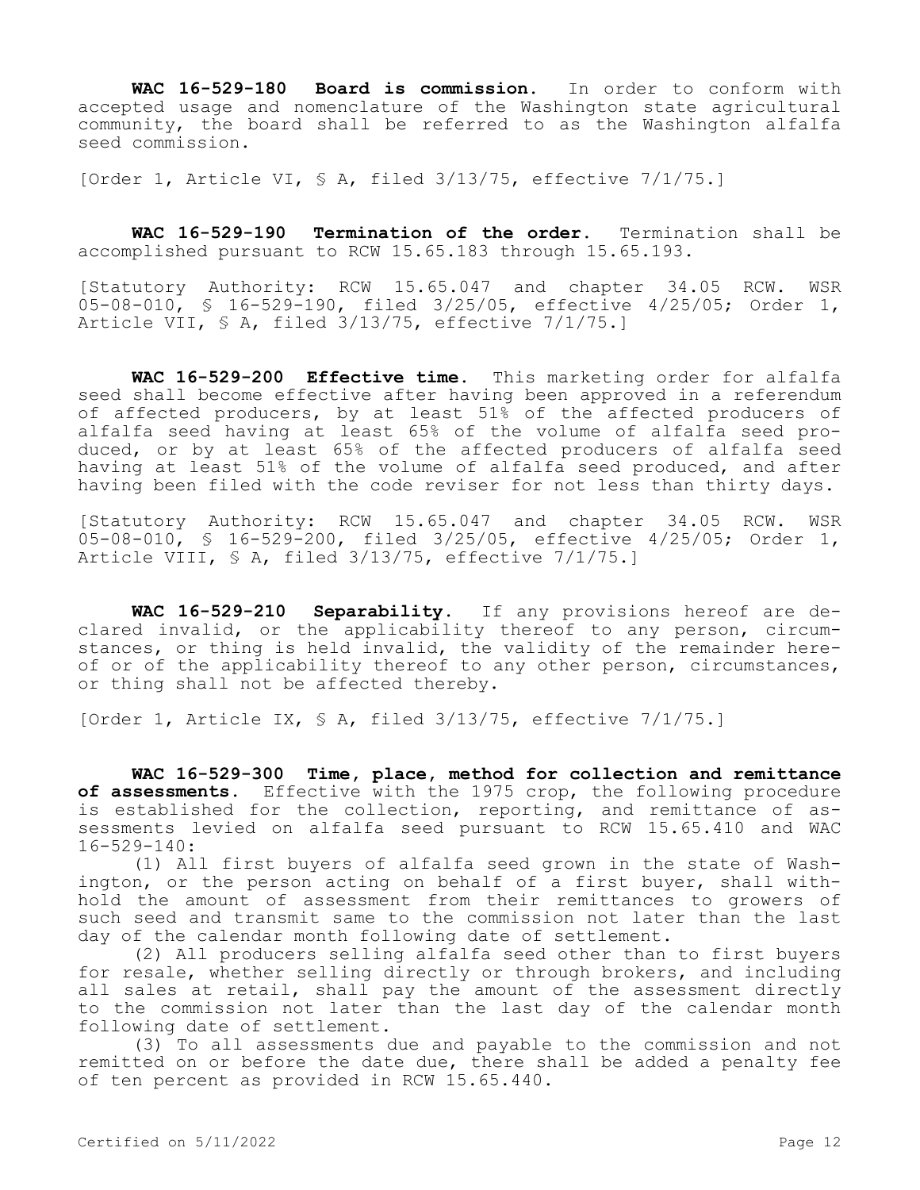**WAC 16-529-180 Board is commission.** In order to conform with accepted usage and nomenclature of the Washington state agricultural community, the board shall be referred to as the Washington alfalfa seed commission.

[Order 1, Article VI, § A, filed 3/13/75, effective 7/1/75.]

**WAC 16-529-190 Termination of the order.** Termination shall be accomplished pursuant to RCW 15.65.183 through 15.65.193.

[Statutory Authority: RCW 15.65.047 and chapter 34.05 RCW. WSR 05-08-010, § 16-529-190, filed 3/25/05, effective 4/25/05; Order 1, Article VII, § A, filed 3/13/75, effective 7/1/75.]

**WAC 16-529-200 Effective time.** This marketing order for alfalfa seed shall become effective after having been approved in a referendum of affected producers, by at least 51% of the affected producers of alfalfa seed having at least 65% of the volume of alfalfa seed produced, or by at least 65% of the affected producers of alfalfa seed having at least 51% of the volume of alfalfa seed produced, and after having been filed with the code reviser for not less than thirty days.

[Statutory Authority: RCW 15.65.047 and chapter 34.05 RCW. WSR 05-08-010, § 16-529-200, filed 3/25/05, effective 4/25/05; Order 1, Article VIII, § A, filed 3/13/75, effective 7/1/75.]

**WAC 16-529-210 Separability.** If any provisions hereof are declared invalid, or the applicability thereof to any person, circumstances, or thing is held invalid, the validity of the remainder hereof or of the applicability thereof to any other person, circumstances, or thing shall not be affected thereby.

[Order 1, Article IX, § A, filed 3/13/75, effective 7/1/75.]

**WAC 16-529-300 Time, place, method for collection and remittance of assessments.** Effective with the 1975 crop, the following procedure is established for the collection, reporting, and remittance of assessments levied on alfalfa seed pursuant to RCW 15.65.410 and WAC 16-529-140:

(1) All first buyers of alfalfa seed grown in the state of Washington, or the person acting on behalf of a first buyer, shall withhold the amount of assessment from their remittances to growers of such seed and transmit same to the commission not later than the last day of the calendar month following date of settlement.

(2) All producers selling alfalfa seed other than to first buyers for resale, whether selling directly or through brokers, and including all sales at retail, shall pay the amount of the assessment directly to the commission not later than the last day of the calendar month following date of settlement.

(3) To all assessments due and payable to the commission and not remitted on or before the date due, there shall be added a penalty fee of ten percent as provided in RCW 15.65.440.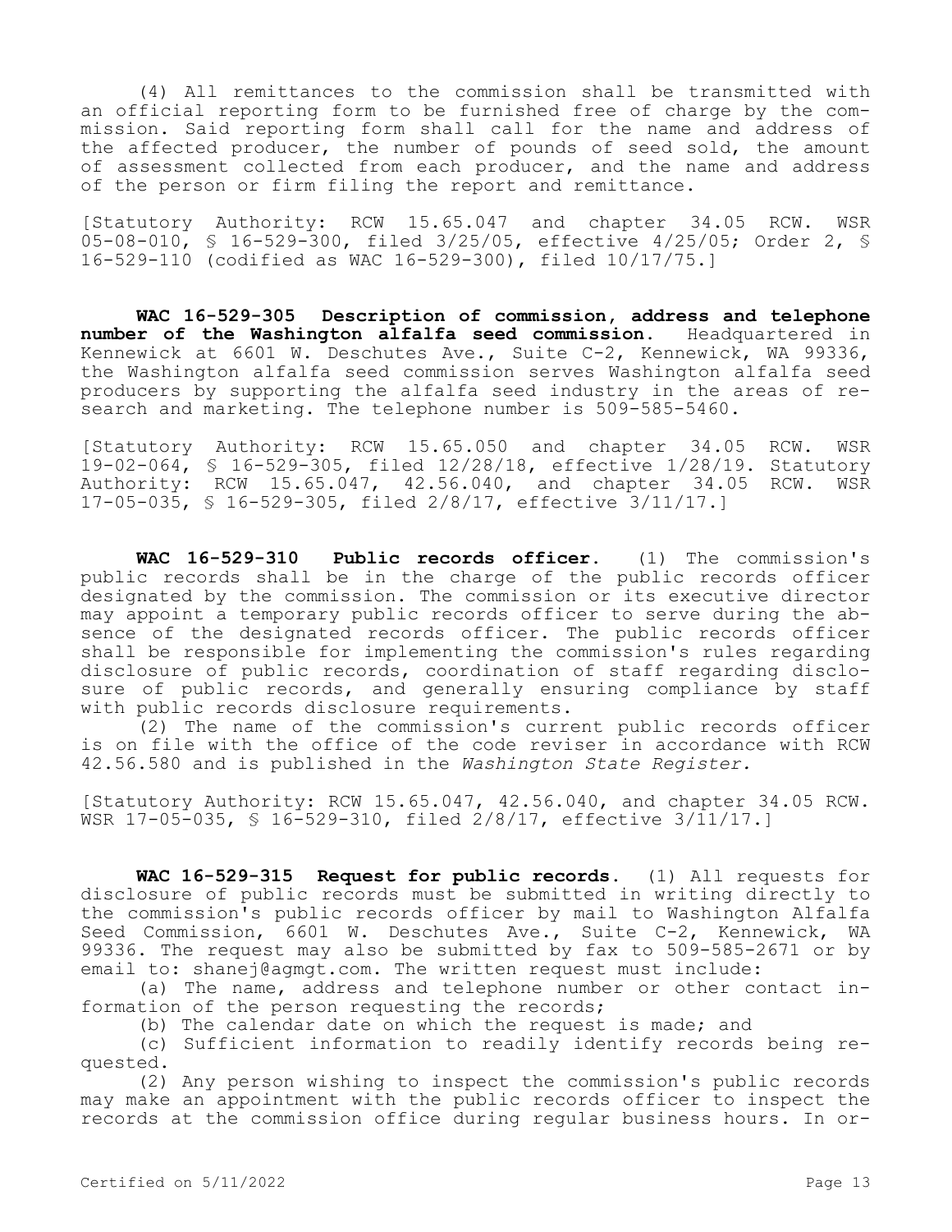(4) All remittances to the commission shall be transmitted with an official reporting form to be furnished free of charge by the commission. Said reporting form shall call for the name and address of the affected producer, the number of pounds of seed sold, the amount of assessment collected from each producer, and the name and address of the person or firm filing the report and remittance.

[Statutory Authority: RCW 15.65.047 and chapter 34.05 RCW. WSR 05-08-010, § 16-529-300, filed 3/25/05, effective 4/25/05; Order 2, § 16-529-110 (codified as WAC 16-529-300), filed 10/17/75.]

**WAC 16-529-305 Description of commission, address and telephone number of the Washington alfalfa seed commission.** Headquartered in Kennewick at 6601 W. Deschutes Ave., Suite C-2, Kennewick, WA 99336, the Washington alfalfa seed commission serves Washington alfalfa seed producers by supporting the alfalfa seed industry in the areas of research and marketing. The telephone number is 509-585-5460.

[Statutory Authority: RCW 15.65.050 and chapter 34.05 RCW. WSR 19-02-064, § 16-529-305, filed 12/28/18, effective 1/28/19. Statutory Authority: RCW 15.65.047, 42.56.040, and chapter 34.05 RCW. WSR 17-05-035, § 16-529-305, filed 2/8/17, effective 3/11/17.]

**WAC 16-529-310 Public records officer.** (1) The commission's public records shall be in the charge of the public records officer designated by the commission. The commission or its executive director may appoint a temporary public records officer to serve during the absence of the designated records officer. The public records officer shall be responsible for implementing the commission's rules regarding disclosure of public records, coordination of staff regarding disclosure of public records, and generally ensuring compliance by staff with public records disclosure requirements.

(2) The name of the commission's current public records officer is on file with the office of the code reviser in accordance with RCW 42.56.580 and is published in the *Washington State Register.*

[Statutory Authority: RCW 15.65.047, 42.56.040, and chapter 34.05 RCW. WSR 17-05-035, § 16-529-310, filed 2/8/17, effective 3/11/17.]

**WAC 16-529-315 Request for public records.** (1) All requests for disclosure of public records must be submitted in writing directly to the commission's public records officer by mail to Washington Alfalfa Seed Commission, 6601 W. Deschutes Ave., Suite C-2, Kennewick, WA 99336. The request may also be submitted by fax to 509-585-2671 or by email to: shanej@agmgt.com. The written request must include:

(a) The name, address and telephone number or other contact information of the person requesting the records;

(b) The calendar date on which the request is made; and

(c) Sufficient information to readily identify records being requested.

(2) Any person wishing to inspect the commission's public records may make an appointment with the public records officer to inspect the records at the commission office during regular business hours. In or-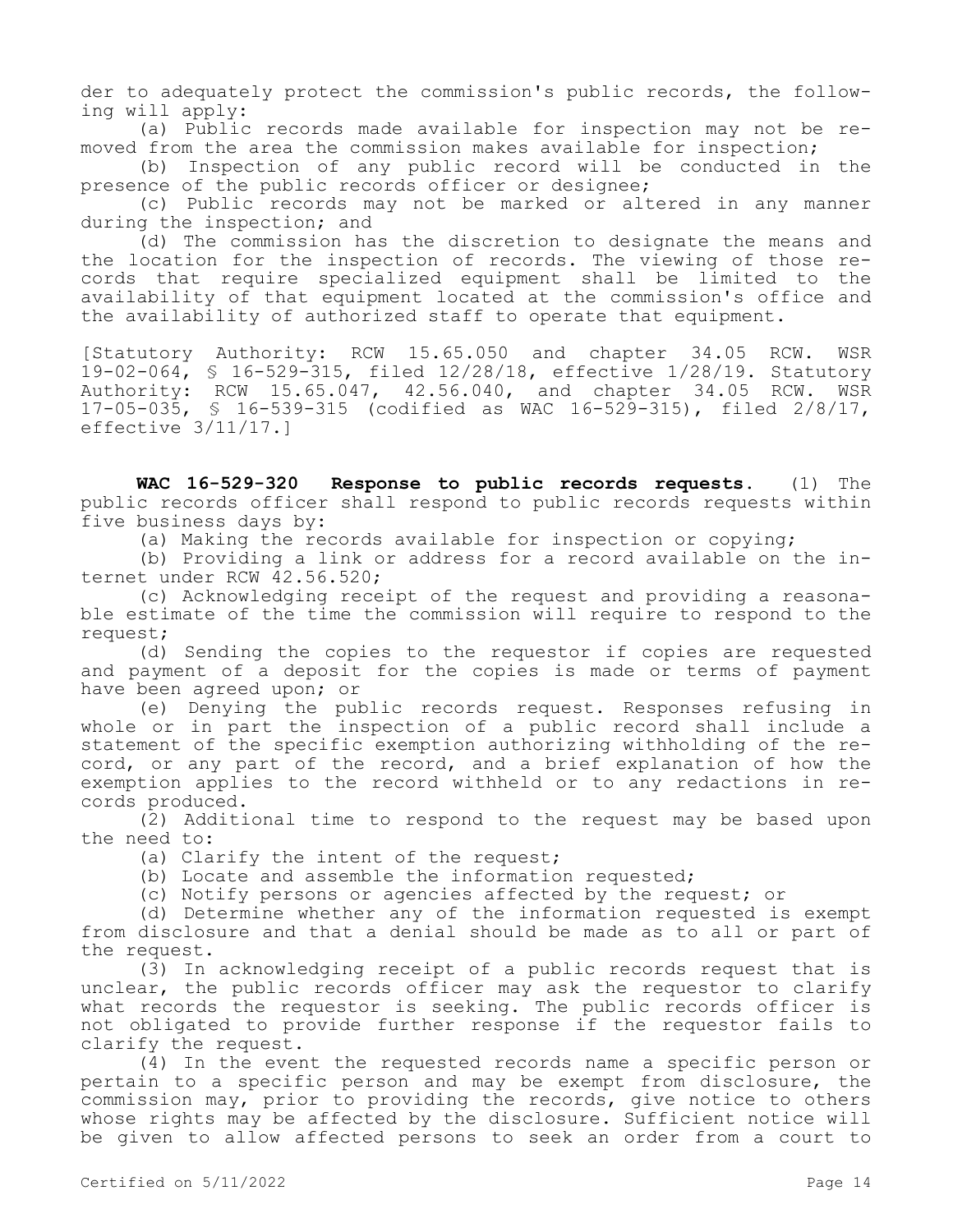der to adequately protect the commission's public records, the following will apply:

(a) Public records made available for inspection may not be removed from the area the commission makes available for inspection;

(b) Inspection of any public record will be conducted in the presence of the public records officer or designee;

(c) Public records may not be marked or altered in any manner during the inspection; and

(d) The commission has the discretion to designate the means and the location for the inspection of records. The viewing of those records that require specialized equipment shall be limited to the availability of that equipment located at the commission's office and the availability of authorized staff to operate that equipment.

[Statutory Authority: RCW 15.65.050 and chapter 34.05 RCW. WSR 19-02-064, § 16-529-315, filed 12/28/18, effective 1/28/19. Statutory Authority: RCW 15.65.047, 42.56.040, and chapter 34.05 RCW. WSR 17-05-035, § 16-539-315 (codified as WAC 16-529-315), filed 2/8/17, effective 3/11/17.]

**WAC 16-529-320 Response to public records requests.** (1) The public records officer shall respond to public records requests within five business days by:

(a) Making the records available for inspection or copying;

(b) Providing a link or address for a record available on the internet under RCW 42.56.520;

(c) Acknowledging receipt of the request and providing a reasonable estimate of the time the commission will require to respond to the request;

(d) Sending the copies to the requestor if copies are requested and payment of a deposit for the copies is made or terms of payment have been agreed upon; or

(e) Denying the public records request. Responses refusing in whole or in part the inspection of a public record shall include a statement of the specific exemption authorizing withholding of the record, or any part of the record, and a brief explanation of how the exemption applies to the record withheld or to any redactions in records produced.

(2) Additional time to respond to the request may be based upon the need to:

(a) Clarify the intent of the request;

(b) Locate and assemble the information requested;

(c) Notify persons or agencies affected by the request; or

(d) Determine whether any of the information requested is exempt from disclosure and that a denial should be made as to all or part of the request.

(3) In acknowledging receipt of a public records request that is unclear, the public records officer may ask the requestor to clarify what records the requestor is seeking. The public records officer is not obligated to provide further response if the requestor fails to clarify the request.

(4) In the event the requested records name a specific person or pertain to a specific person and may be exempt from disclosure, the commission may, prior to providing the records, give notice to others whose rights may be affected by the disclosure. Sufficient notice will be given to allow affected persons to seek an order from a court to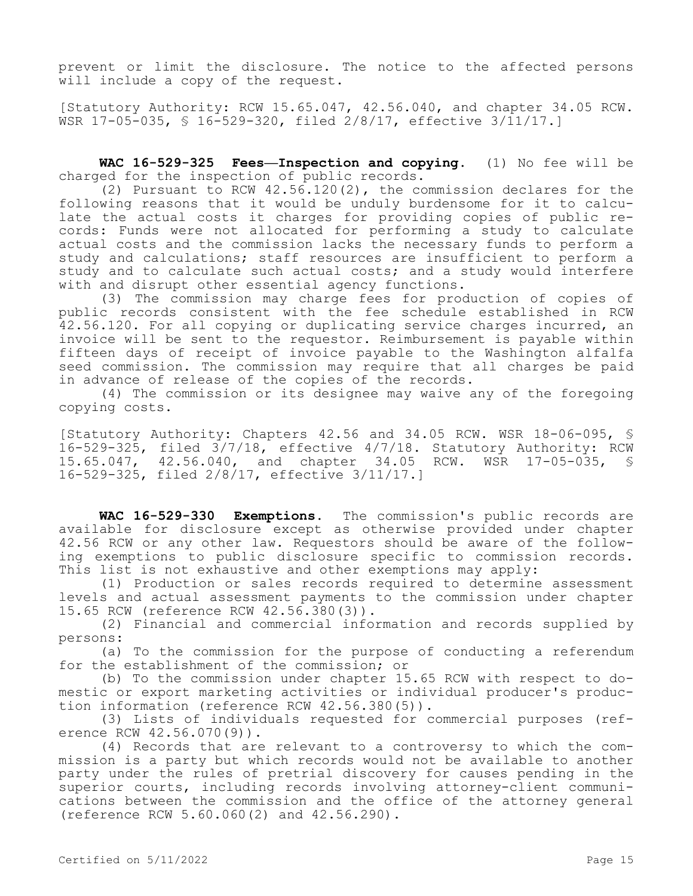prevent or limit the disclosure. The notice to the affected persons will include a copy of the request.

[Statutory Authority: RCW 15.65.047, 42.56.040, and chapter 34.05 RCW. WSR 17-05-035, § 16-529-320, filed 2/8/17, effective 3/11/17.]

**WAC 16-529-325 Fees—Inspection and copying.** (1) No fee will be charged for the inspection of public records.

(2) Pursuant to RCW 42.56.120(2), the commission declares for the following reasons that it would be unduly burdensome for it to calculate the actual costs it charges for providing copies of public records: Funds were not allocated for performing a study to calculate actual costs and the commission lacks the necessary funds to perform a study and calculations; staff resources are insufficient to perform a study and to calculate such actual costs; and a study would interfere with and disrupt other essential agency functions.

(3) The commission may charge fees for production of copies of public records consistent with the fee schedule established in RCW 42.56.120. For all copying or duplicating service charges incurred, an invoice will be sent to the requestor. Reimbursement is payable within fifteen days of receipt of invoice payable to the Washington alfalfa seed commission. The commission may require that all charges be paid in advance of release of the copies of the records.

(4) The commission or its designee may waive any of the foregoing copying costs.

[Statutory Authority: Chapters 42.56 and 34.05 RCW. WSR 18-06-095, § 16-529-325, filed 3/7/18, effective 4/7/18. Statutory Authority: RCW 15.65.047, 42.56.040, and chapter 34.05 RCW. WSR 17-05-035, § 16-529-325, filed 2/8/17, effective 3/11/17.]

**WAC 16-529-330 Exemptions.** The commission's public records are available for disclosure except as otherwise provided under chapter 42.56 RCW or any other law. Requestors should be aware of the following exemptions to public disclosure specific to commission records. This list is not exhaustive and other exemptions may apply:

(1) Production or sales records required to determine assessment levels and actual assessment payments to the commission under chapter 15.65 RCW (reference RCW 42.56.380(3)).

(2) Financial and commercial information and records supplied by persons:

(a) To the commission for the purpose of conducting a referendum for the establishment of the commission; or

(b) To the commission under chapter 15.65 RCW with respect to domestic or export marketing activities or individual producer's production information (reference RCW 42.56.380(5)).

(3) Lists of individuals requested for commercial purposes (reference RCW 42.56.070(9)).

(4) Records that are relevant to a controversy to which the commission is a party but which records would not be available to another party under the rules of pretrial discovery for causes pending in the superior courts, including records involving attorney-client communications between the commission and the office of the attorney general (reference RCW 5.60.060(2) and 42.56.290).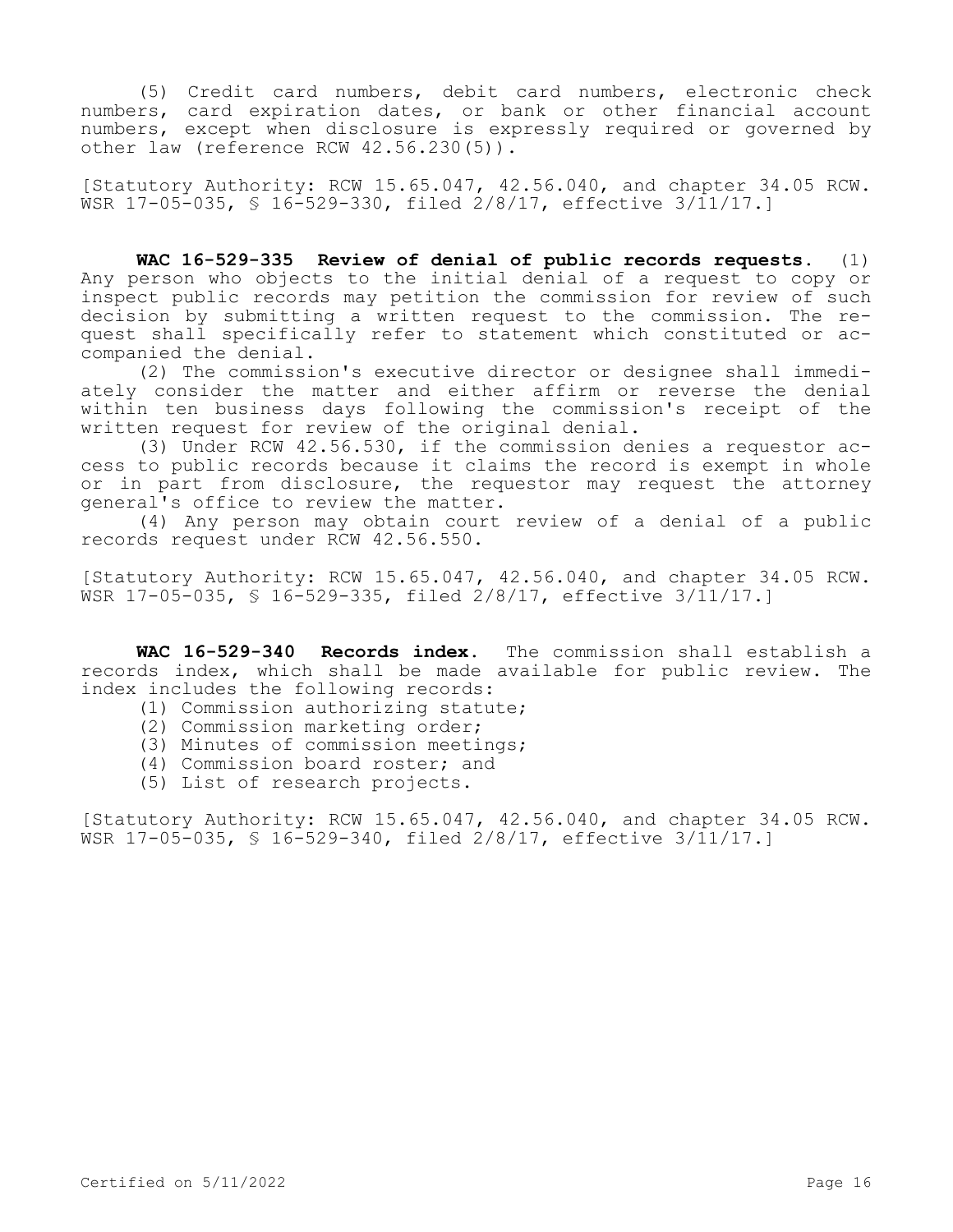(5) Credit card numbers, debit card numbers, electronic check numbers, card expiration dates, or bank or other financial account numbers, except when disclosure is expressly required or governed by other law (reference RCW 42.56.230(5)).

[Statutory Authority: RCW 15.65.047, 42.56.040, and chapter 34.05 RCW. WSR 17-05-035, § 16-529-330, filed 2/8/17, effective 3/11/17.]

**WAC 16-529-335 Review of denial of public records requests.** (1) Any person who objects to the initial denial of a request to copy or inspect public records may petition the commission for review of such decision by submitting a written request to the commission. The request shall specifically refer to statement which constituted or accompanied the denial.

(2) The commission's executive director or designee shall immediately consider the matter and either affirm or reverse the denial within ten business days following the commission's receipt of the written request for review of the original denial.

(3) Under RCW 42.56.530, if the commission denies a requestor access to public records because it claims the record is exempt in whole or in part from disclosure, the requestor may request the attorney general's office to review the matter.

(4) Any person may obtain court review of a denial of a public records request under RCW 42.56.550.

[Statutory Authority: RCW 15.65.047, 42.56.040, and chapter 34.05 RCW. WSR 17-05-035, § 16-529-335, filed 2/8/17, effective 3/11/17.]

**WAC 16-529-340 Records index.** The commission shall establish a records index, which shall be made available for public review. The index includes the following records:

(1) Commission authorizing statute;

(2) Commission marketing order;

(3) Minutes of commission meetings;

(4) Commission board roster; and

(5) List of research projects.

[Statutory Authority: RCW 15.65.047, 42.56.040, and chapter 34.05 RCW. WSR 17-05-035, § 16-529-340, filed 2/8/17, effective 3/11/17.]